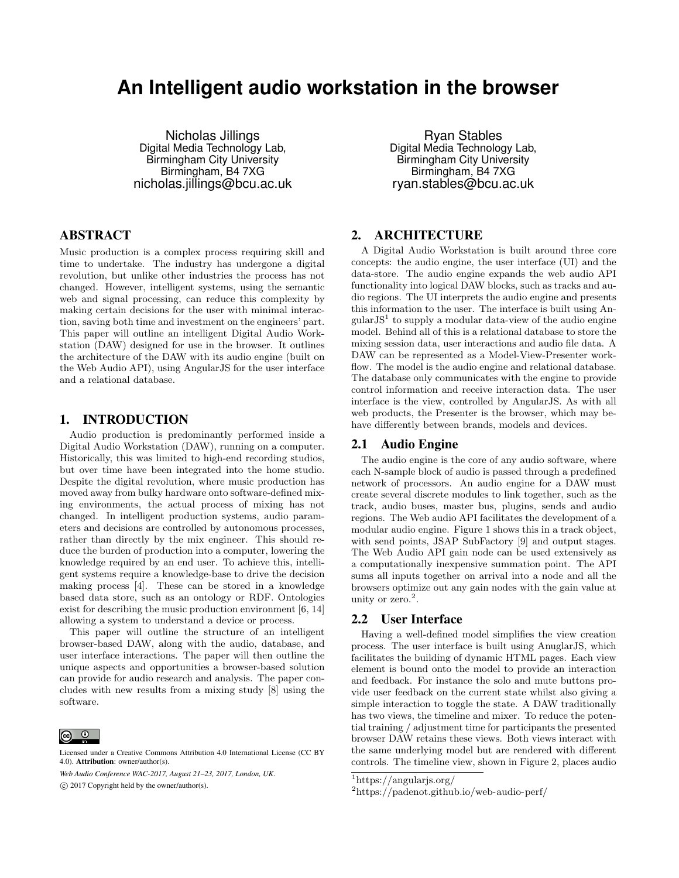# An Intelligent audio workstation in the browser

Nicholas Jillings
Digital Media Technology Lab,
Birmingham City University
Birmingham, B4 7XG
nicholas.jillings@bcu.ac.uk

Ryan Stables
Digital Media Technology Lab,
Birmingham City University
Birmingham, B4 7XG
ryan.stables@bcu.ac.uk

## ABSTRACT

Music production is a complex process requiring skill and time to undertake. The industry has undergone a digital revolution, but unlike other industries the process has not changed. However, intelligent systems, using the semantic web and signal processing, can reduce this complexity by making certain decisions for the user with minimal interaction, saving both time and investment on the engineers' part. This paper will outline an intelligent Digital Audio Workstation (DAW) designed for use in the browser. It outlines the architecture of the DAW with its audio engine (built on the Web Audio API), using AngularJS for the user interface and a relational database.

## 1. INTRODUCTION

Audio production is predominantly performed inside a Digital Audio Workstation (DAW), running on a computer. Historically, this was limited to high-end recording studios, but over time have been integrated into the home studio. Despite the digital revolution, where music production has moved away from bulky hardware onto software-defined mixing environments, the actual process of mixing has not changed. In intelligent production systems, audio parameters and decisions are controlled by autonomous processes, rather than directly by the mix engineer. This should reduce the burden of production into a computer, lowering the knowledge required by an end user. To achieve this, intelligent systems require a knowledge-base to drive the decision making process [4]. These can be stored in a knowledge based data store, such as an ontology or RDF. Ontologies exist for describing the music production environment [6, 14] allowing a system to understand a device or process.

This paper will outline the structure of an intelligent browser-based DAW, along with the audio, database, and user interface interactions. The paper will then outline the unique aspects and opportunities a browser-based solution can provide for audio research and analysis. The paper concludes with new results from a mixing study [8] using the software.

Licensed under a Creative Commons Attribution 4.0 International License (CC BY 4.0). **Attribution**: owner/author(s).

*Web Audio Conference WAC-2017, August 21–23, 2017, London, UK.*

© 2017 Copyright held by the owner/author(s).

## 2. ARCHITECTURE

A Digital Audio Workstation is built around three core concepts: the audio engine, the user interface (UI) and the data-store. The audio engine expands the web audio API functionality into logical DAW blocks, such as tracks and audio regions. The UI interprets the audio engine and presents this information to the user. The interface is built using AngularJS[1] to supply a modular data-view of the audio engine model. Behind all of this is a relational database to store the mixing session data, user interactions and audio file data. A DAW can be represented as a Model-View-Presenter workflow. The model is the audio engine and relational database. The database only communicates with the engine to provide control information and receive interaction data. The user interface is the view, controlled by AngularJS. As with all web products, the Presenter is the browser, which may behave differently between brands, models and devices.

### 2.1 Audio Engine

The audio engine is the core of any audio software, where each N-sample block of audio is passed through a predefined network of processors. An audio engine for a DAW must create several discrete modules to link together, such as the track, audio buses, master bus, plugins, sends and audio regions. The Web audio API facilitates the development of a modular audio engine. Figure 1 shows this in a track object, with send points, JSAP SubFactory [9] and output stages. The Web Audio API gain node can be used extensively as a computationally inexpensive summation point. The API sums all inputs together on arrival into a node and all the browsers optimize out any gain nodes with the gain value at unity or zero.[2].

### 2.2 User Interface

Having a well-defined model simplifies the view creation process. The user interface is built using AnuglarJS, which facilitates the building of dynamic HTML pages. Each view element is bound onto the model to provide an interaction and feedback. For instance the solo and mute buttons provide user feedback on the current state whilst also giving a simple interaction to toggle the state. A DAW traditionally has two views, the timeline and mixer. To reduce the potential training / adjustment time for participants the presented browser DAW retains these views. Both views interact with the same underlying model but are rendered with different controls. The timeline view, shown in Figure 2, places audio

[1] https://angularjs.org/

[2] https://padenot.github.io/web-audio-perf/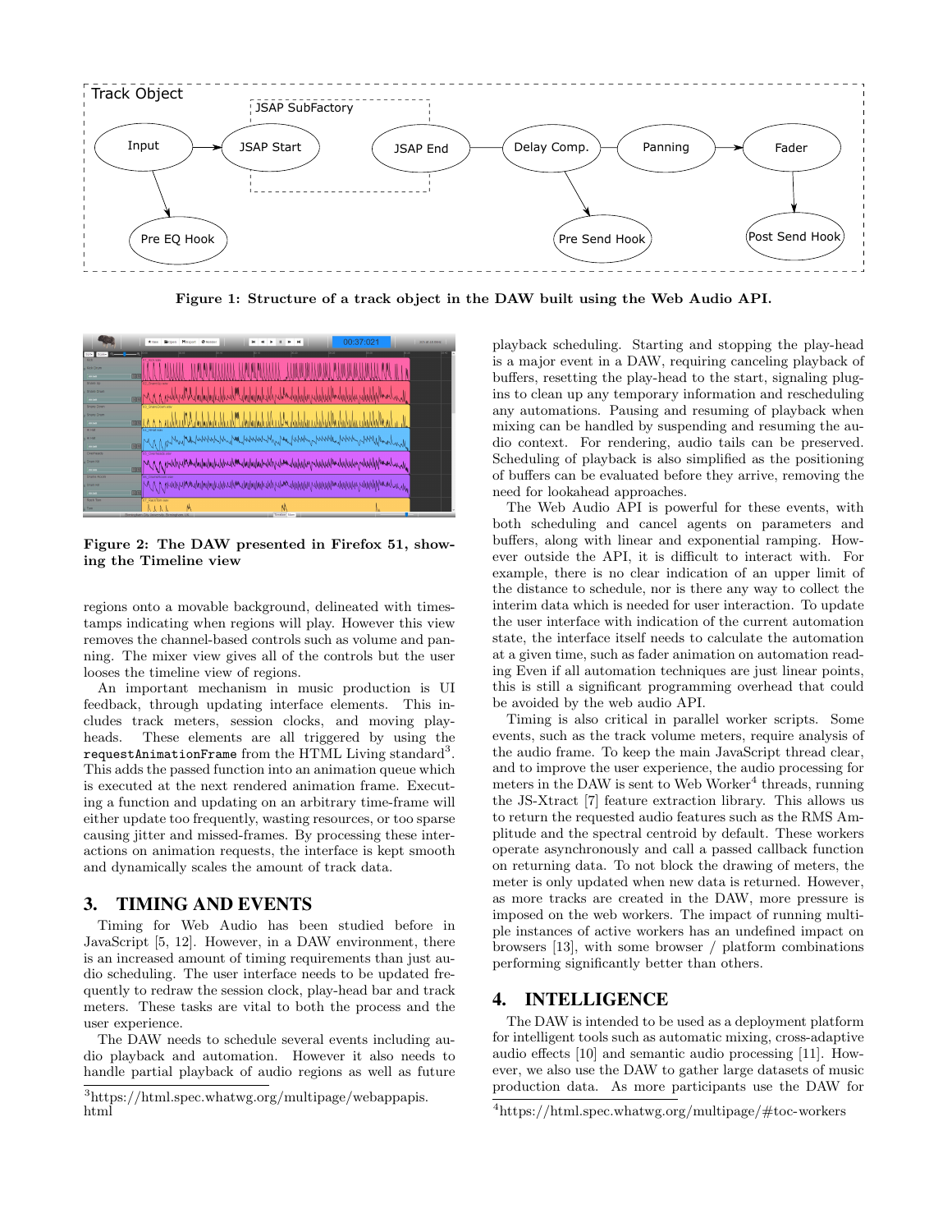Figure 1: Structure of a track object in the DAW built using the Web Audio API.

Figure 2: The DAW presented in Firefox 51, showing the Timeline view

regions onto a movable background, delineated with timestamps indicating when regions will play. However this view removes the channel-based controls such as volume and panning. The mixer view gives all of the controls but the user looses the timeline view of regions.

An important mechanism in music production is UI feedback, through updating interface elements. This includes track meters, session clocks, and moving playheads. These elements are all triggered by using the `requestAnimationFrame` from the HTML Living standard[3]. This adds the passed function into an animation queue which is executed at the next rendered animation frame. Executing a function and updating on an arbitrary time-frame will either update too frequently, wasting resources, or too sparse causing jitter and missed-frames. By processing these interactions on animation requests, the interface is kept smooth and dynamically scales the amount of track data.

## 3. TIMING AND EVENTS

Timing for Web Audio has been studied before in JavaScript [5, 12]. However, in a DAW environment, there is an increased amount of timing requirements than just audio scheduling. The user interface needs to be updated frequently to redraw the session clock, play-head bar and track meters. These tasks are vital to both the process and the user experience.

The DAW needs to schedule several events including audio playback and automation. However it also needs to handle partial playback of audio regions as well as future playback scheduling. Starting and stopping the play-head is a major event in a DAW, requiring canceling playback of buffers, resetting the play-head to the start, signaling plugins to clean up any temporary information and rescheduling any automations. Pausing and resuming of playback when mixing can be handled by suspending and resuming the audio context. For rendering, audio tails can be preserved. Scheduling of playback is also simplified as the positioning of buffers can be evaluated before they arrive, removing the need for lookahead approaches.

The Web Audio API is powerful for these events, with both scheduling and cancel agents on parameters and buffers, along with linear and exponential ramping. However outside the API, it is difficult to interact with. For example, there is no clear indication of an upper limit of the distance to schedule, nor is there any way to collect the interim data which is needed for user interaction. To update the user interface with indication of the current automation state, the interface itself needs to calculate the automation at a given time, such as fader animation on automation reading Even if all automation techniques are just linear points, this is still a significant programming overhead that could be avoided by the web audio API.

Timing is also critical in parallel worker scripts. Some events, such as the track volume meters, require analysis of the audio frame. To keep the main JavaScript thread clear, and to improve the user experience, the audio processing for meters in the DAW is sent to Web Worker[4] threads, running the JS-Xtract [7] feature extraction library. This allows us to return the requested audio features such as the RMS Amplitude and the spectral centroid by default. These workers operate asynchronously and call a passed callback function on returning data. To not block the drawing of meters, the meter is only updated when new data is returned. However, as more tracks are created in the DAW, more pressure is imposed on the web workers. The impact of running multiple instances of active workers has an undefined impact on browsers [13], with some browser / platform combinations performing significantly better than others.

## 4. INTELLIGENCE

The DAW is intended to be used as a deployment platform for intelligent tools such as automatic mixing, cross-adaptive audio effects [10] and semantic audio processing [11]. However, we also use the DAW to gather large datasets of music production data. As more participants use the DAW for

[3] https://html.spec.whatwg.org/multipage/webappapis.html

[4] https://html.spec.whatwg.org/multipage/#toc-workers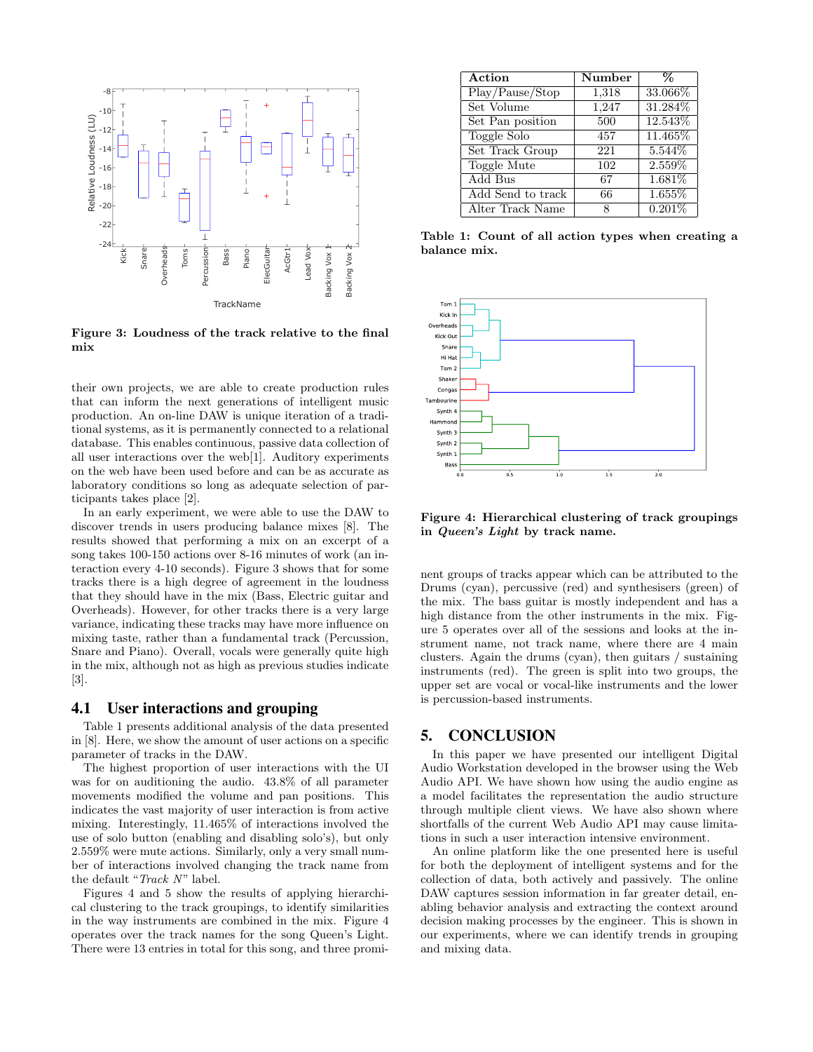Figure 3: Loudness of the track relative to the final mix

their own projects, we are able to create production rules that can inform the next generations of intelligent music production. An on-line DAW is unique iteration of a traditional systems, as it is permanently connected to a relational database. This enables continuous, passive data collection of all user interactions over the web[1]. Auditory experiments on the web have been used before and can be as accurate as laboratory conditions so long as adequate selection of participants takes place [2].

In an early experiment, we were able to use the DAW to discover trends in users producing balance mixes [8]. The results showed that performing a mix on an excerpt of a song takes 100-150 actions over 8-16 minutes of work (an interaction every 4-10 seconds). Figure 3 shows that for some tracks there is a high degree of agreement in the loudness that they should have in the mix (Bass, Electric guitar and Overheads). However, for other tracks there is a very large variance, indicating these tracks may have more influence on mixing taste, rather than a fundamental track (Percussion, Snare and Piano). Overall, vocals were generally quite high in the mix, although not as high as previous studies indicate [3].

## 4.1 User interactions and grouping

Table 1 presents additional analysis of the data presented in [8]. Here, we show the amount of user actions on a specific parameter of tracks in the DAW.

The highest proportion of user interactions with the UI was for on auditioning the audio. 43.8% of all parameter movements modified the volume and pan positions. This indicates the vast majority of user interaction is from active mixing. Interestingly, 11.465% of interactions involved the use of solo button (enabling and disabling solo's), but only 2.559% were mute actions. Similarly, only a very small number of interactions involved changing the track name from the default "*Track N*" label.

Figures 4 and 5 show the results of applying hierarchical clustering to the track groupings, to identify similarities in the way instruments are combined in the mix. Figure 4 operates over the track names for the song Queen's Light. There were 13 entries in total for this song, and three prominent groups of tracks appear which can be attributed to the Drums (cyan), percussive (red) and synthesisers (green) of the mix. The bass guitar is mostly independent and has a high distance from the other instruments in the mix. Figure 5 operates over all of the sessions and looks at the instrument name, not track name, where there are 4 main clusters. Again the drums (cyan), then guitars / sustaining instruments (red). The green is split into two groups, the upper set are vocal or vocal-like instruments and the lower is percussion-based instruments.

| Action | Number | % |
|---|---|---|
| Play/Pause/Stop | 1,318 | 33.066% |
| Set Volume | 1,247 | 31.284% |
| Set Pan position | 500 | 12.543% |
| Toggle Solo | 457 | 11.465% |
| Set Track Group | 221 | 5.544% |
| Toggle Mute | 102 | 2.559% |
| Add Bus | 67 | 1.681% |
| Add Send to track | 66 | 1.655% |
| Alter Track Name | 8 | 0.201% |

Table 1: Count of all action types when creating a balance mix.

Figure 4: Hierarchical clustering of track groupings in *Queen's Light* by track name.

## 5. CONCLUSION

In this paper we have presented our intelligent Digital Audio Workstation developed in the browser using the Web Audio API. We have shown how using the audio engine as a model facilitates the representation the audio structure through multiple client views. We have also shown where shortfalls of the current Web Audio API may cause limitations in such a user interaction intensive environment.

An online platform like the one presented here is useful for both the deployment of intelligent systems and for the collection of data, both actively and passively. The online DAW captures session information in far greater detail, enabling behavior analysis and extracting the context around decision making processes by the engineer. This is shown in our experiments, where we can identify trends in grouping and mixing data.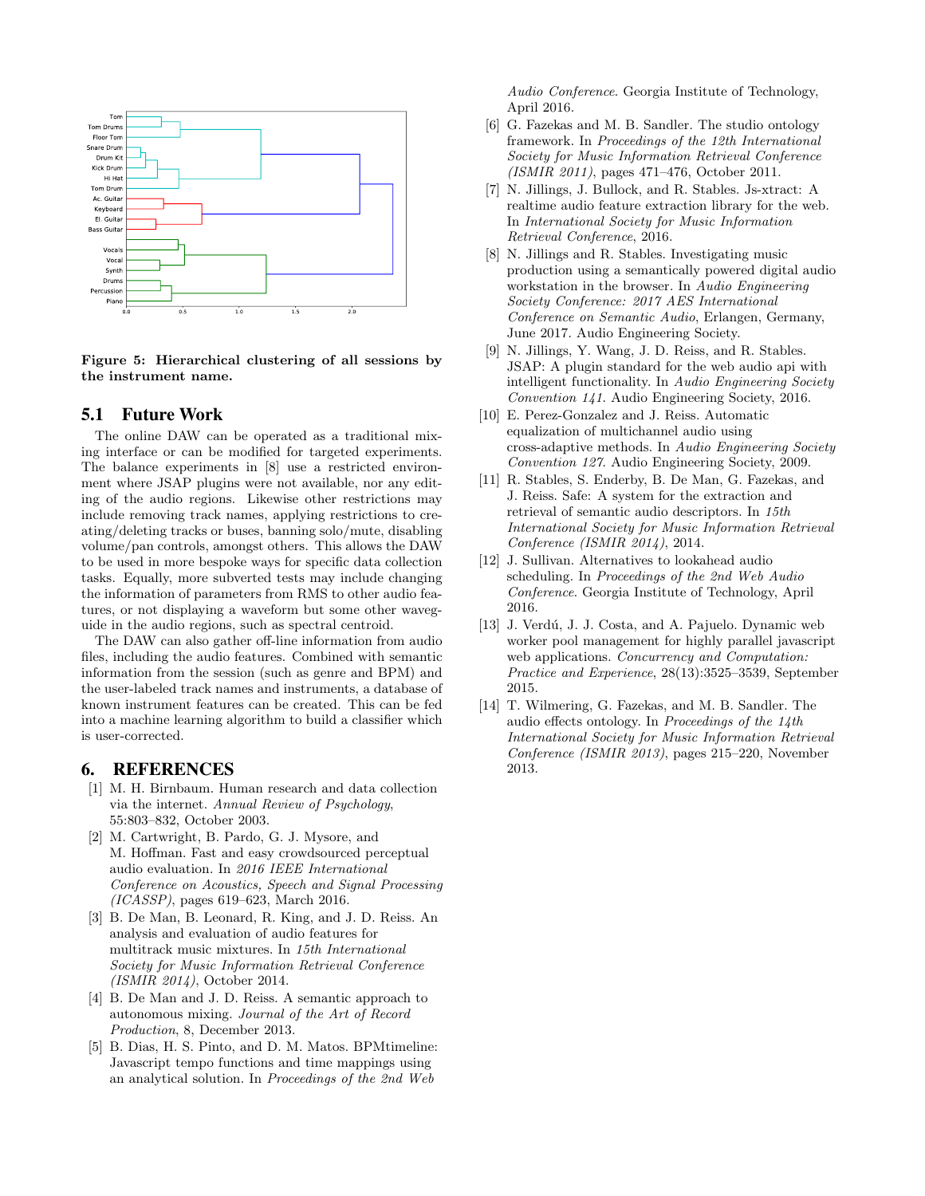Tom
Tom Drums
Floor Tom
Snare Drum
Drum Kit
Kick Drum
Hi Hat
Tom Drum
Ac. Guitar
Keyboard
El. Guitar
Bass Guitar

Vocals
Vocal
Synth
Drums
Percussion
Piano

0.0 0.5 1.0 1.5 2.0

**Figure 5: Hierarchical clustering of all sessions by the instrument name.**

## 5.1 Future Work

The online DAW can be operated as a traditional mixing interface or can be modified for targeted experiments. The balance experiments in [8] use a restricted environment where JSAP plugins were not available, nor any editing of the audio regions. Likewise other restrictions may include removing track names, applying restrictions to creating/deleting tracks or buses, banning solo/mute, disabling volume/pan controls, amongst others. This allows the DAW to be used in more bespoke ways for specific data collection tasks. Equally, more subverted tests may include changing the information of parameters from RMS to other audio features, or not displaying a waveform but some other waveguide in the audio regions, such as spectral centroid.

The DAW can also gather off-line information from audio files, including the audio features. Combined with semantic information from the session (such as genre and BPM) and the user-labeled track names and instruments, a database of known instrument features can be created. This can be fed into a machine learning algorithm to build a classifier which is user-corrected.

# 6. REFERENCES

[1] M. H. Birnbaum. Human research and data collection via the internet. *Annual Review of Psychology*, 55:803–832, October 2003.

[2] M. Cartwright, B. Pardo, G. J. Mysore, and M. Hoffman. Fast and easy crowdsourced perceptual audio evaluation. In *2016 IEEE International Conference on Acoustics, Speech and Signal Processing (ICASSP)*, pages 619–623, March 2016.

[3] B. De Man, B. Leonard, R. King, and J. D. Reiss. An analysis and evaluation of audio features for multitrack music mixtures. In *15th International Society for Music Information Retrieval Conference (ISMIR 2014)*, October 2014.

[4] B. De Man and J. D. Reiss. A semantic approach to autonomous mixing. *Journal of the Art of Record Production*, 8, December 2013.

[5] B. Dias, H. S. Pinto, and D. M. Matos. BPMtimeline: Javascript tempo functions and time mappings using an analytical solution. In *Proceedings of the 2nd Web Audio Conference*. Georgia Institute of Technology, April 2016.

[6] G. Fazekas and M. B. Sandler. The studio ontology framework. In *Proceedings of the 12th International Society for Music Information Retrieval Conference (ISMIR 2011)*, pages 471–476, October 2011.

[7] N. Jillings, J. Bullock, and R. Stables. Js-xtract: A realtime audio feature extraction library for the web. In *International Society for Music Information Retrieval Conference*, 2016.

[8] N. Jillings and R. Stables. Investigating music production using a semantically powered digital audio workstation in the browser. In *Audio Engineering Society Conference: 2017 AES International Conference on Semantic Audio*, Erlangen, Germany, June 2017. Audio Engineering Society.

[9] N. Jillings, Y. Wang, J. D. Reiss, and R. Stables. JSAP: A plugin standard for the web audio api with intelligent functionality. In *Audio Engineering Society Convention 141*. Audio Engineering Society, 2016.

[10] E. Perez-Gonzalez and J. Reiss. Automatic equalization of multichannel audio using cross-adaptive methods. In *Audio Engineering Society Convention 127*. Audio Engineering Society, 2009.

[11] R. Stables, S. Enderby, B. De Man, G. Fazekas, and J. Reiss. Safe: A system for the extraction and retrieval of semantic audio descriptors. In *15th International Society for Music Information Retrieval Conference (ISMIR 2014)*, 2014.

[12] J. Sullivan. Alternatives to lookahead audio scheduling. In *Proceedings of the 2nd Web Audio Conference*. Georgia Institute of Technology, April 2016.

[13] J. Verdú, J. J. Costa, and A. Pajuelo. Dynamic web worker pool management for highly parallel javascript web applications. *Concurrency and Computation: Practice and Experience*, 28(13):3525–3539, September 2015.

[14] T. Wilmering, G. Fazekas, and M. B. Sandler. The audio effects ontology. In *Proceedings of the 14th International Society for Music Information Retrieval Conference (ISMIR 2013)*, pages 215–220, November 2013.